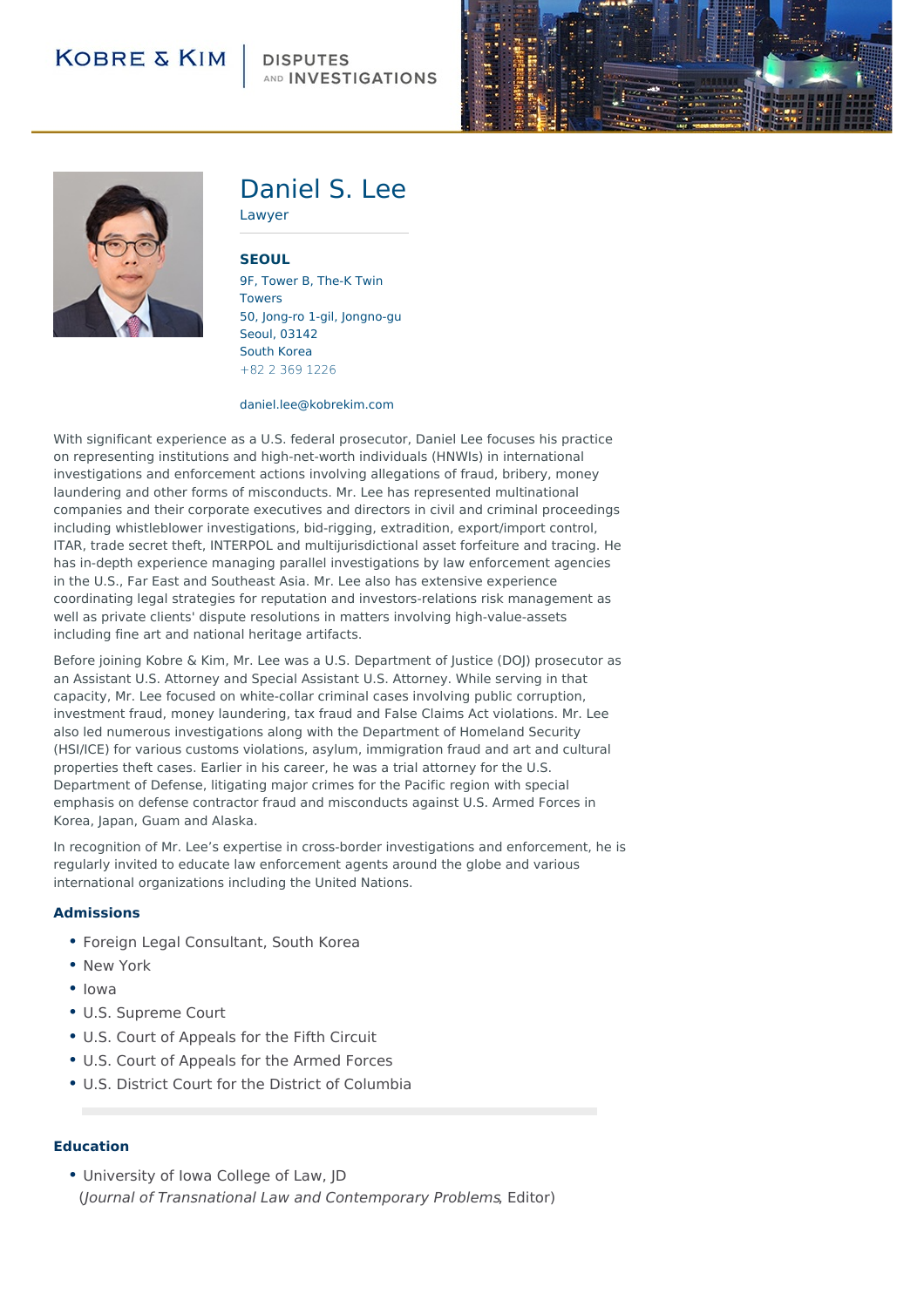KOBRE & KIM | DISPUTES AND INVESTIGATIONS

# Daniel S. Lee

Lawyer

**SEOUL**

9F, Tower B, The-K Twin Towers
50, Jong-ro 1-gil, Jongno-gu
Seoul, 03142
South Korea
+82 2 369 1226

daniel.lee@kobrekim.com

With significant experience as a U.S. federal prosecutor, Daniel Lee focuses his practice on representing institutions and high-net-worth individuals (HNWIs) in international investigations and enforcement actions involving allegations of fraud, bribery, money laundering and other forms of misconducts. Mr. Lee has represented multinational companies and their corporate executives and directors in civil and criminal proceedings including whistleblower investigations, bid-rigging, extradition, export/import control, ITAR, trade secret theft, INTERPOL and multijurisdictional asset forfeiture and tracing. He has in-depth experience managing parallel investigations by law enforcement agencies in the U.S., Far East and Southeast Asia. Mr. Lee also has extensive experience coordinating legal strategies for reputation and investors-relations risk management as well as private clients' dispute resolutions in matters involving high-value-assets including fine art and national heritage artifacts.

Before joining Kobre & Kim, Mr. Lee was a U.S. Department of Justice (DOJ) prosecutor as an Assistant U.S. Attorney and Special Assistant U.S. Attorney. While serving in that capacity, Mr. Lee focused on white-collar criminal cases involving public corruption, investment fraud, money laundering, tax fraud and False Claims Act violations. Mr. Lee also led numerous investigations along with the Department of Homeland Security (HSI/ICE) for various customs violations, asylum, immigration fraud and art and cultural properties theft cases. Earlier in his career, he was a trial attorney for the U.S. Department of Defense, litigating major crimes for the Pacific region with special emphasis on defense contractor fraud and misconducts against U.S. Armed Forces in Korea, Japan, Guam and Alaska.

In recognition of Mr. Lee's expertise in cross-border investigations and enforcement, he is regularly invited to educate law enforcement agents around the globe and various international organizations including the United Nations.

### Admissions

- Foreign Legal Consultant, South Korea
- New York
- Iowa
- U.S. Supreme Court
- U.S. Court of Appeals for the Fifth Circuit
- U.S. Court of Appeals for the Armed Forces
- U.S. District Court for the District of Columbia

### Education

- University of Iowa College of Law, JD
  (*Journal of Transnational Law and Contemporary Problems*, Editor)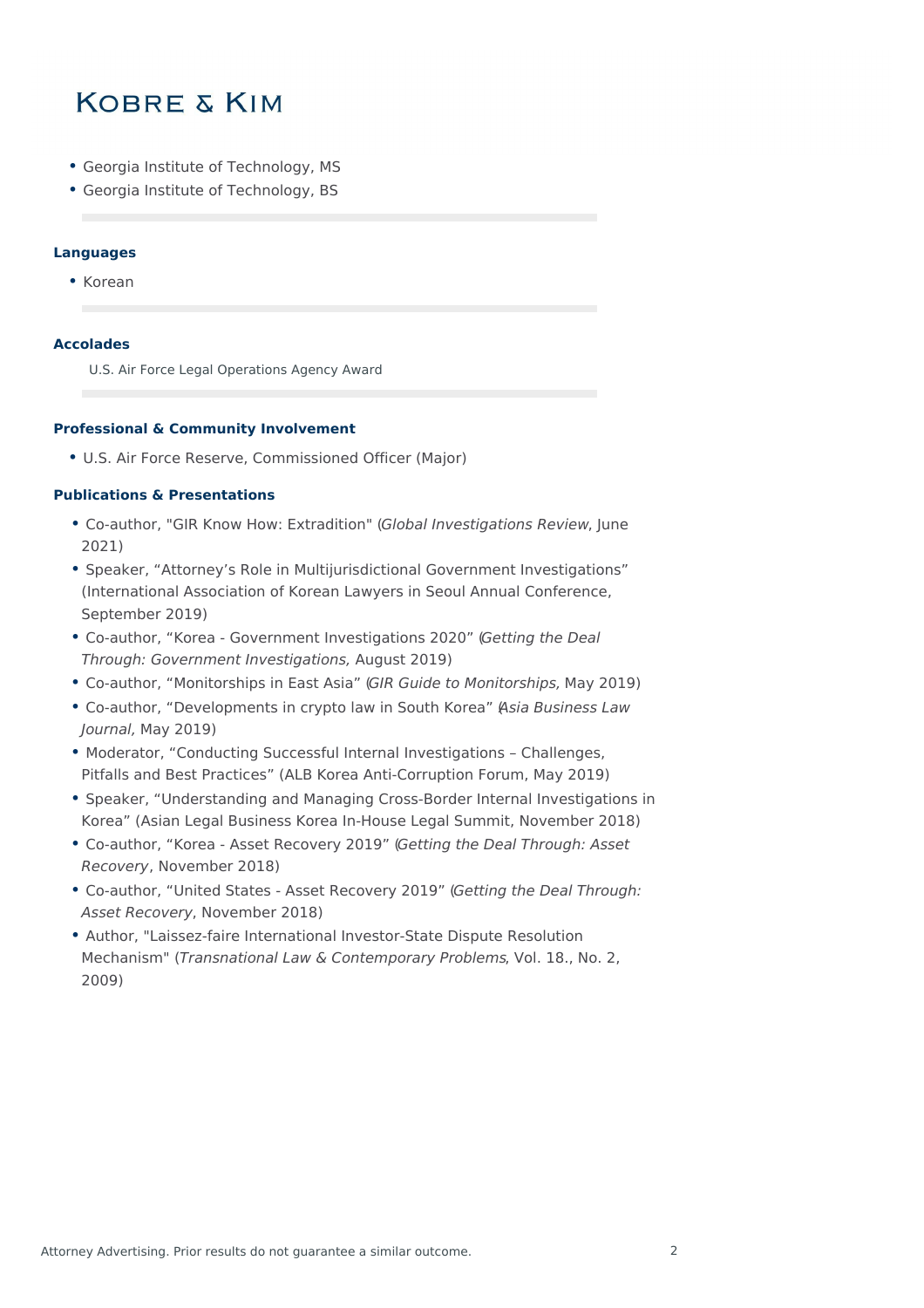- Georgia Institute of Technology, MS
- Georgia Institute of Technology, BS

### Languages

- Korean

### Accolades

U.S. Air Force Legal Operations Agency Award

### Professional & Community Involvement

- U.S. Air Force Reserve, Commissioned Officer (Major)

### Publications & Presentations

- Co-author, "GIR Know How: Extradition" (*Global Investigations Review*, June 2021)
- Speaker, “Attorney’s Role in Multijurisdictional Government Investigations” (International Association of Korean Lawyers in Seoul Annual Conference, September 2019)
- Co-author, “Korea - Government Investigations 2020” (*Getting the Deal Through: Government Investigations,* August 2019)
- Co-author, “Monitorships in East Asia” (*GIR Guide to Monitorships,* May 2019)
- Co-author, “Developments in crypto law in South Korea” (*Asia Business Law Journal,* May 2019)
- Moderator, “Conducting Successful Internal Investigations – Challenges, Pitfalls and Best Practices” (ALB Korea Anti-Corruption Forum, May 2019)
- Speaker, “Understanding and Managing Cross-Border Internal Investigations in Korea” (Asian Legal Business Korea In-House Legal Summit, November 2018)
- Co-author, “Korea - Asset Recovery 2019” (*Getting the Deal Through: Asset Recovery*, November 2018)
- Co-author, “United States - Asset Recovery 2019” (*Getting the Deal Through: Asset Recovery*, November 2018)
- Author, "Laissez-faire International Investor-State Dispute Resolution Mechanism" (*Transnational Law & Contemporary Problems*, Vol. 18., No. 2, 2009)